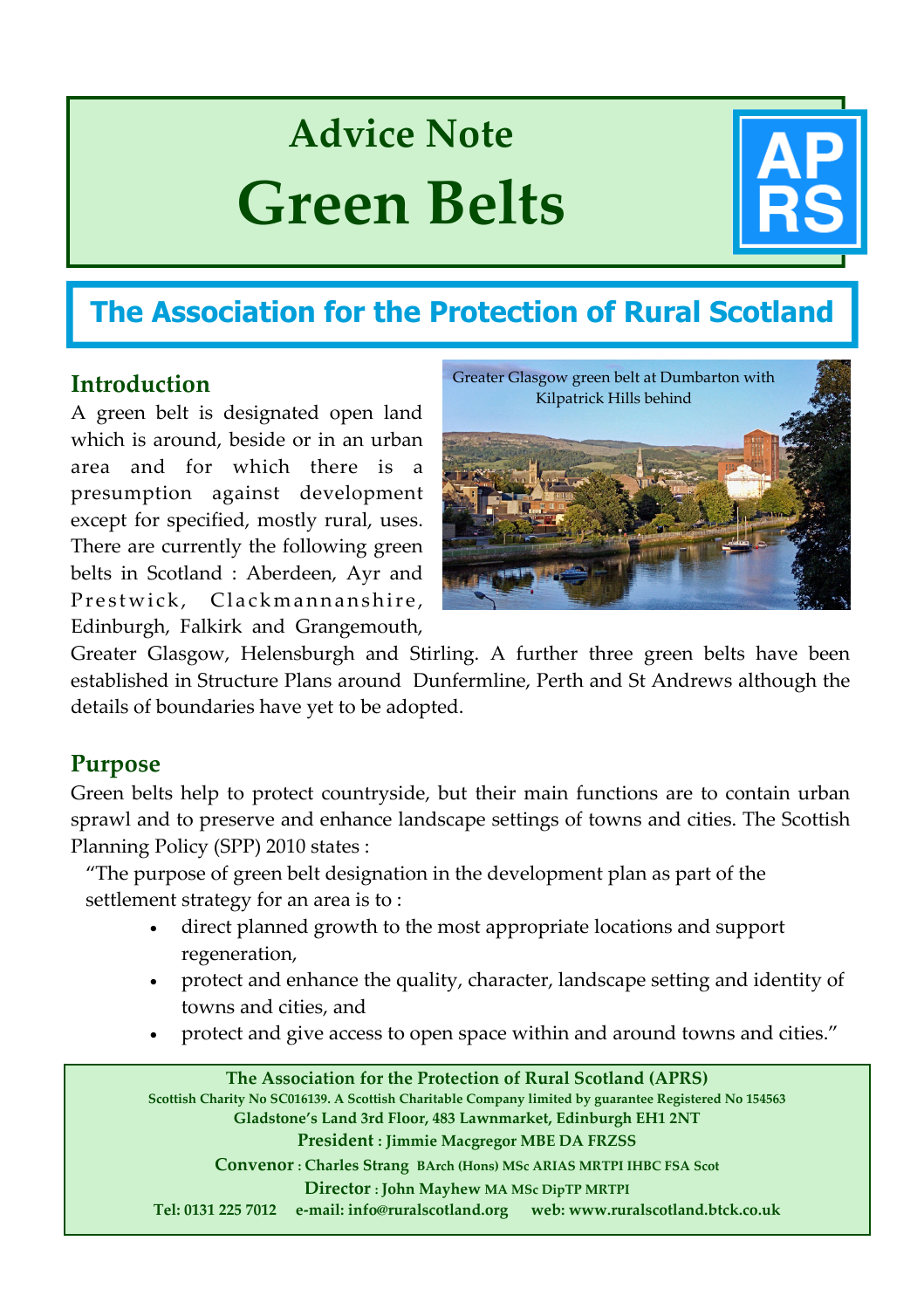# Advice Note

# Green Belts

APRS

## The Association for the Protection of Rural Scotland

## Introduction

A green belt is designated open land which is around, beside or in an urban area and for which there is a presumption against development except for specified, mostly rural, uses. There are currently the following green belts in Scotland : Aberdeen, Ayr and Prestwick, Clackmannanshire, Edinburgh, Falkirk and Grangemouth, Greater Glasgow, Helensburgh and Stirling. A further three green belts have been established in Structure Plans around Dunfermline, Perth and St Andrews although the details of boundaries have yet to be adopted.

Greater Glasgow green belt at Dumbarton with Kilpatrick Hills behind

## Purpose

Green belts help to protect countryside, but their main functions are to contain urban sprawl and to preserve and enhance landscape settings of towns and cities. The Scottish Planning Policy (SPP) 2010 states :

> "The purpose of green belt designation in the development plan as part of the settlement strategy for an area is to :
>
> - direct planned growth to the most appropriate locations and support regeneration,
> - protect and enhance the quality, character, landscape setting and identity of towns and cities, and
> - protect and give access to open space within and around towns and cities."

**The Association for the Protection of Rural Scotland (APRS)**
Scottish Charity No SC016139. A Scottish Charitable Company limited by guarantee Registered No 154563
Gladstone's Land 3rd Floor, 483 Lawnmarket, Edinburgh EH1 2NT
**President :** Jimmie Macgregor MBE DA FRZSS
**Convenor :** Charles Strang BArch (Hons) MSc ARIAS MRTPI IHBC FSA Scot
**Director :** John Mayhew MA MSc DipTP MRTPI
Tel: 0131 225 7012 e-mail: info@ruralscotland.org web: www.ruralscotland.btck.co.uk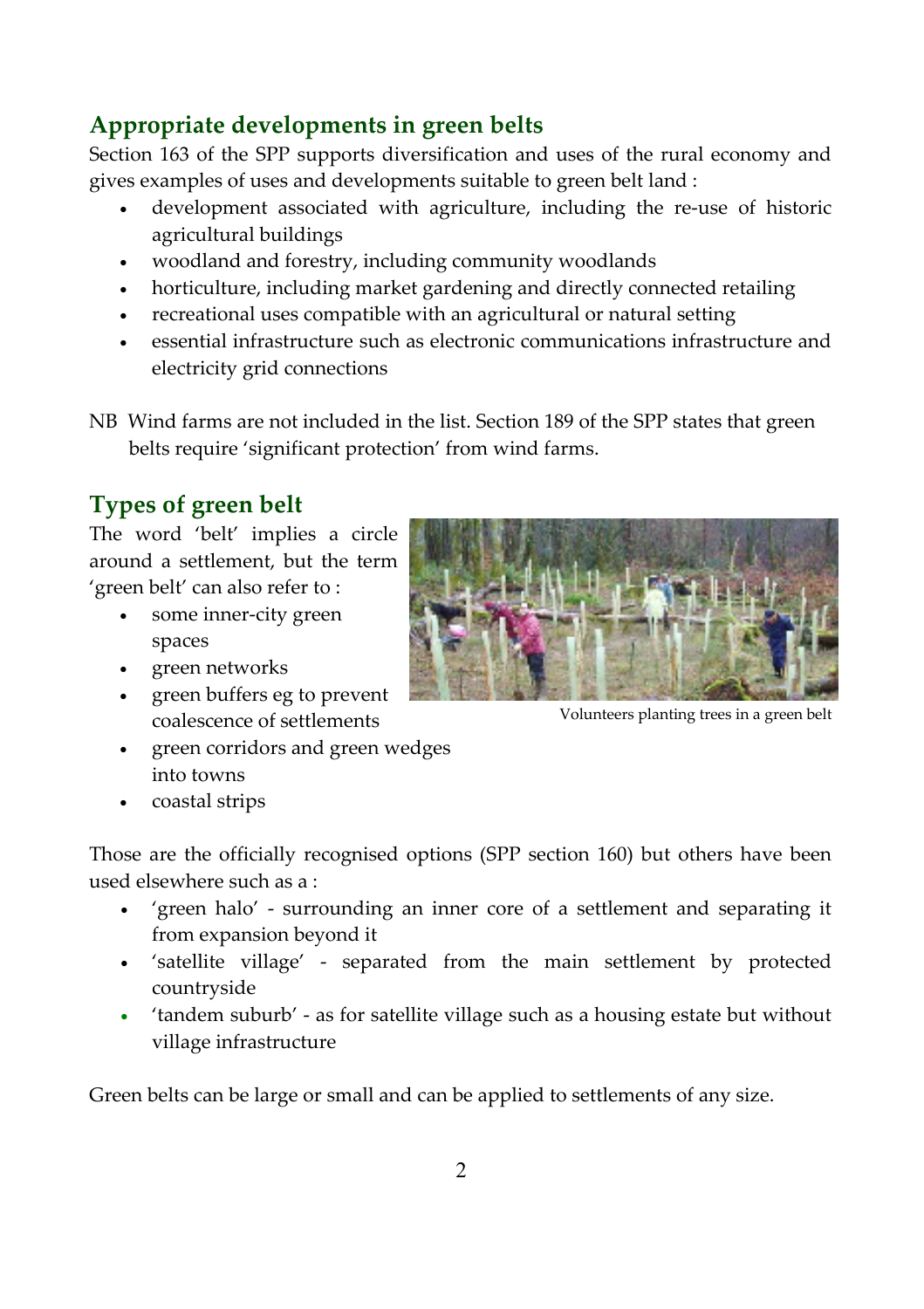## Appropriate developments in green belts

Section 163 of the SPP supports diversification and uses of the rural economy and gives examples of uses and developments suitable to green belt land :

- development associated with agriculture, including the re-use of historic agricultural buildings
- woodland and forestry, including community woodlands
- horticulture, including market gardening and directly connected retailing
- recreational uses compatible with an agricultural or natural setting
- essential infrastructure such as electronic communications infrastructure and electricity grid connections

NB Wind farms are not included in the list. Section 189 of the SPP states that green belts require 'significant protection' from wind farms.

## Types of green belt

The word 'belt' implies a circle around a settlement, but the term 'green belt' can also refer to :

- some inner-city green spaces
- green networks
- green buffers eg to prevent coalescence of settlements
- green corridors and green wedges into towns
- coastal strips

Volunteers planting trees in a green belt

Those are the officially recognised options (SPP section 160) but others have been used elsewhere such as a :

- 'green halo' - surrounding an inner core of a settlement and separating it from expansion beyond it
- 'satellite village' - separated from the main settlement by protected countryside
- 'tandem suburb' - as for satellite village such as a housing estate but without village infrastructure

Green belts can be large or small and can be applied to settlements of any size.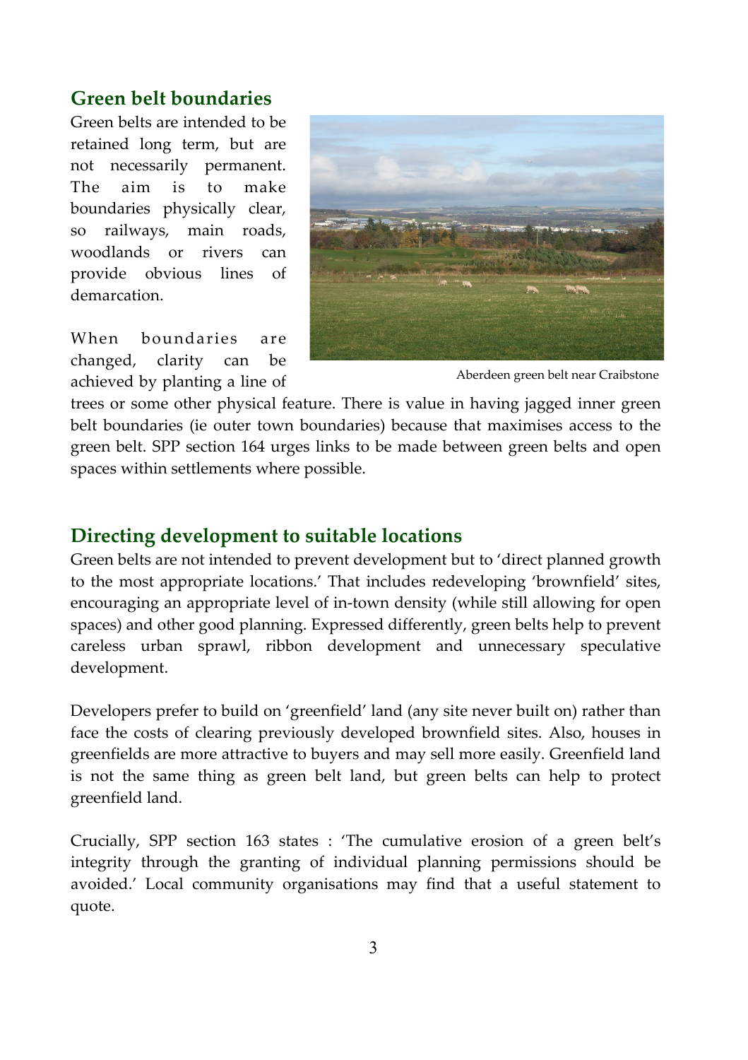## Green belt boundaries

Green belts are intended to be retained long term, but are not necessarily permanent. The aim is to make boundaries physically clear, so railways, main roads, woodlands or rivers can provide obvious lines of demarcation.

Aberdeen green belt near Craibstone

When boundaries are changed, clarity can be achieved by planting a line of trees or some other physical feature. There is value in having jagged inner green belt boundaries (ie outer town boundaries) because that maximises access to the green belt. SPP section 164 urges links to be made between green belts and open spaces within settlements where possible.

## Directing development to suitable locations

Green belts are not intended to prevent development but to 'direct planned growth to the most appropriate locations.' That includes redeveloping 'brownfield' sites, encouraging an appropriate level of in-town density (while still allowing for open spaces) and other good planning. Expressed differently, green belts help to prevent careless urban sprawl, ribbon development and unnecessary speculative development.

Developers prefer to build on 'greenfield' land (any site never built on) rather than face the costs of clearing previously developed brownfield sites. Also, houses in greenfields are more attractive to buyers and may sell more easily. Greenfield land is not the same thing as green belt land, but green belts can help to protect greenfield land.

Crucially, SPP section 163 states : 'The cumulative erosion of a green belt's integrity through the granting of individual planning permissions should be avoided.' Local community organisations may find that a useful statement to quote.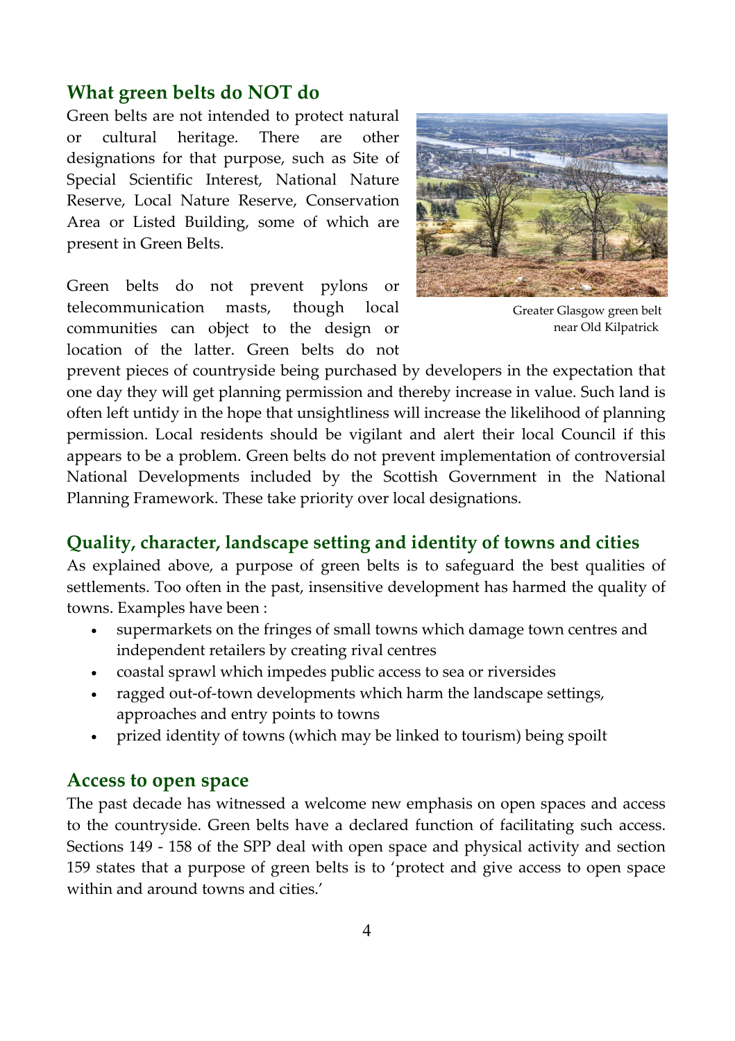## What green belts do NOT do

Green belts are not intended to protect natural or cultural heritage. There are other designations for that purpose, such as Site of Special Scientific Interest, National Nature Reserve, Local Nature Reserve, Conservation Area or Listed Building, some of which are present in Green Belts.

Greater Glasgow green belt near Old Kilpatrick

Green belts do not prevent pylons or telecommunication masts, though local communities can object to the design or location of the latter. Green belts do not prevent pieces of countryside being purchased by developers in the expectation that one day they will get planning permission and thereby increase in value. Such land is often left untidy in the hope that unsightliness will increase the likelihood of planning permission. Local residents should be vigilant and alert their local Council if this appears to be a problem. Green belts do not prevent implementation of controversial National Developments included by the Scottish Government in the National Planning Framework. These take priority over local designations.

## Quality, character, landscape setting and identity of towns and cities

As explained above, a purpose of green belts is to safeguard the best qualities of settlements. Too often in the past, insensitive development has harmed the quality of towns. Examples have been :

- supermarkets on the fringes of small towns which damage town centres and independent retailers by creating rival centres
- coastal sprawl which impedes public access to sea or riversides
- ragged out-of-town developments which harm the landscape settings, approaches and entry points to towns
- prized identity of towns (which may be linked to tourism) being spoilt

## Access to open space

The past decade has witnessed a welcome new emphasis on open spaces and access to the countryside. Green belts have a declared function of facilitating such access. Sections 149 - 158 of the SPP deal with open space and physical activity and section 159 states that a purpose of green belts is to 'protect and give access to open space within and around towns and cities.'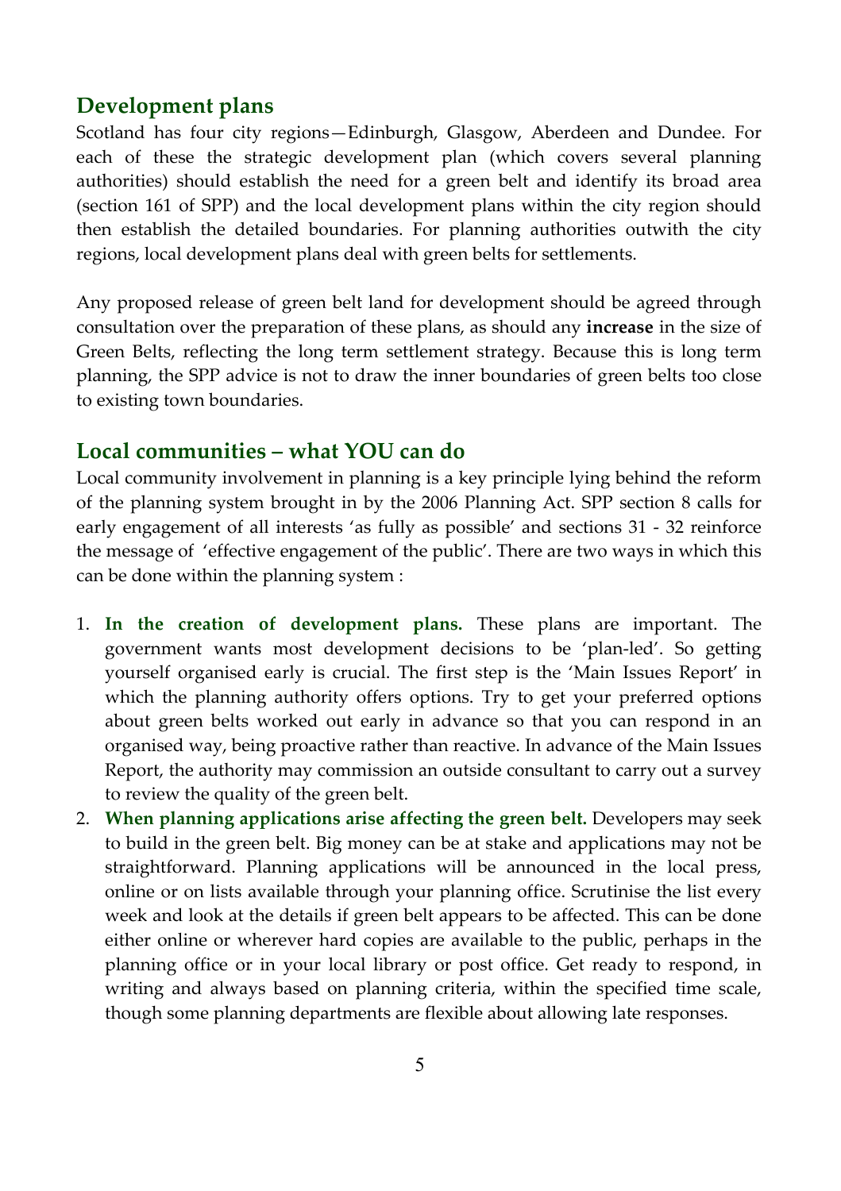## Development plans

Scotland has four city regions—Edinburgh, Glasgow, Aberdeen and Dundee. For each of these the strategic development plan (which covers several planning authorities) should establish the need for a green belt and identify its broad area (section 161 of SPP) and the local development plans within the city region should then establish the detailed boundaries. For planning authorities outwith the city regions, local development plans deal with green belts for settlements.

Any proposed release of green belt land for development should be agreed through consultation over the preparation of these plans, as should any **increase** in the size of Green Belts, reflecting the long term settlement strategy. Because this is long term planning, the SPP advice is not to draw the inner boundaries of green belts too close to existing town boundaries.

## Local communities – what YOU can do

Local community involvement in planning is a key principle lying behind the reform of the planning system brought in by the 2006 Planning Act. SPP section 8 calls for early engagement of all interests 'as fully as possible' and sections 31 - 32 reinforce the message of 'effective engagement of the public'. There are two ways in which this can be done within the planning system :

1. **In the creation of development plans.** These plans are important. The government wants most development decisions to be 'plan-led'. So getting yourself organised early is crucial. The first step is the 'Main Issues Report' in which the planning authority offers options. Try to get your preferred options about green belts worked out early in advance so that you can respond in an organised way, being proactive rather than reactive. In advance of the Main Issues Report, the authority may commission an outside consultant to carry out a survey to review the quality of the green belt.
2. **When planning applications arise affecting the green belt.** Developers may seek to build in the green belt. Big money can be at stake and applications may not be straightforward. Planning applications will be announced in the local press, online or on lists available through your planning office. Scrutinise the list every week and look at the details if green belt appears to be affected. This can be done either online or wherever hard copies are available to the public, perhaps in the planning office or in your local library or post office. Get ready to respond, in writing and always based on planning criteria, within the specified time scale, though some planning departments are flexible about allowing late responses.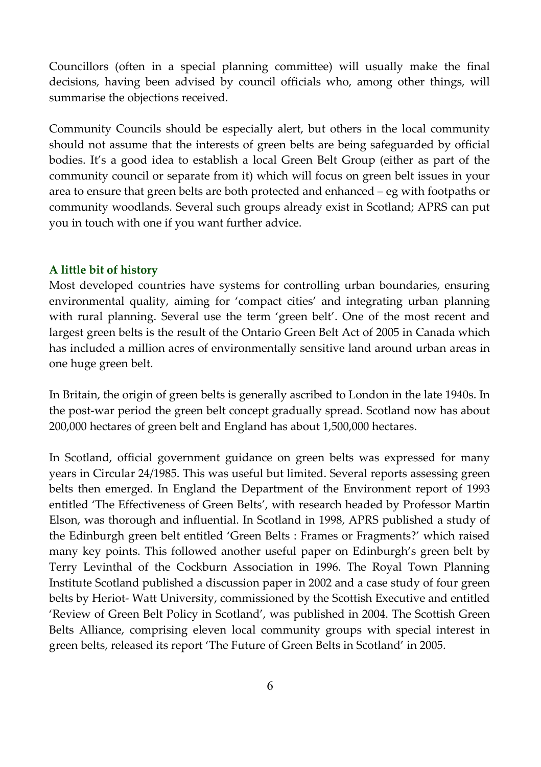Councillors (often in a special planning committee) will usually make the final decisions, having been advised by council officials who, among other things, will summarise the objections received.

Community Councils should be especially alert, but others in the local community should not assume that the interests of green belts are being safeguarded by official bodies. It's a good idea to establish a local Green Belt Group (either as part of the community council or separate from it) which will focus on green belt issues in your area to ensure that green belts are both protected and enhanced – eg with footpaths or community woodlands. Several such groups already exist in Scotland; APRS can put you in touch with one if you want further advice.

### A little bit of history

Most developed countries have systems for controlling urban boundaries, ensuring environmental quality, aiming for 'compact cities' and integrating urban planning with rural planning. Several use the term 'green belt'. One of the most recent and largest green belts is the result of the Ontario Green Belt Act of 2005 in Canada which has included a million acres of environmentally sensitive land around urban areas in one huge green belt.

In Britain, the origin of green belts is generally ascribed to London in the late 1940s. In the post-war period the green belt concept gradually spread. Scotland now has about 200,000 hectares of green belt and England has about 1,500,000 hectares.

In Scotland, official government guidance on green belts was expressed for many years in Circular 24/1985. This was useful but limited. Several reports assessing green belts then emerged. In England the Department of the Environment report of 1993 entitled 'The Effectiveness of Green Belts', with research headed by Professor Martin Elson, was thorough and influential. In Scotland in 1998, APRS published a study of the Edinburgh green belt entitled 'Green Belts : Frames or Fragments?' which raised many key points. This followed another useful paper on Edinburgh's green belt by Terry Levinthal of the Cockburn Association in 1996. The Royal Town Planning Institute Scotland published a discussion paper in 2002 and a case study of four green belts by Heriot- Watt University, commissioned by the Scottish Executive and entitled 'Review of Green Belt Policy in Scotland', was published in 2004. The Scottish Green Belts Alliance, comprising eleven local community groups with special interest in green belts, released its report 'The Future of Green Belts in Scotland' in 2005.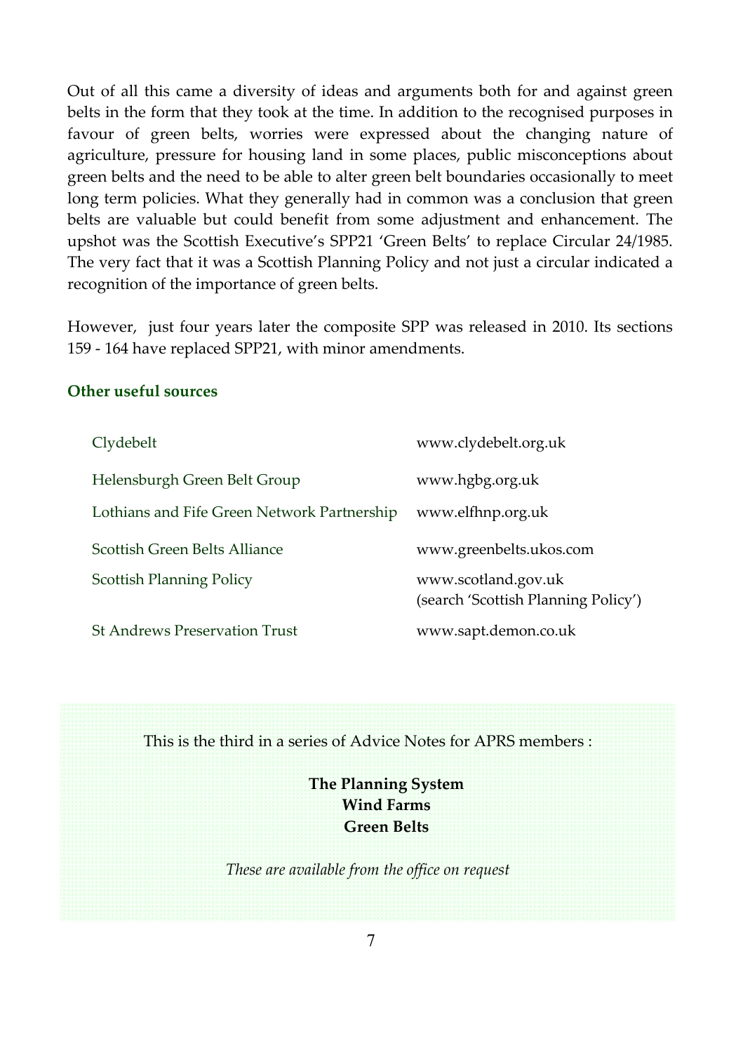Out of all this came a diversity of ideas and arguments both for and against green belts in the form that they took at the time. In addition to the recognised purposes in favour of green belts, worries were expressed about the changing nature of agriculture, pressure for housing land in some places, public misconceptions about green belts and the need to be able to alter green belt boundaries occasionally to meet long term policies. What they generally had in common was a conclusion that green belts are valuable but could benefit from some adjustment and enhancement. The upshot was the Scottish Executive's SPP21 'Green Belts' to replace Circular 24/1985. The very fact that it was a Scottish Planning Policy and not just a circular indicated a recognition of the importance of green belts.

However, just four years later the composite SPP was released in 2010. Its sections 159 - 164 have replaced SPP21, with minor amendments.

### Other useful sources

| | |
|---|---|
| Clydebelt | www.clydebelt.org.uk |
| Helensburgh Green Belt Group | www.hgbg.org.uk |
| Lothians and Fife Green Network Partnership | www.elfhnp.org.uk |
| Scottish Green Belts Alliance | www.greenbelts.ukos.com |
| Scottish Planning Policy | www.scotland.gov.uk (search 'Scottish Planning Policy') |
| St Andrews Preservation Trust | www.sapt.demon.co.uk |

This is the third in a series of Advice Notes for APRS members :

**The Planning System**
**Wind Farms**
**Green Belts**

*These are available from the office on request*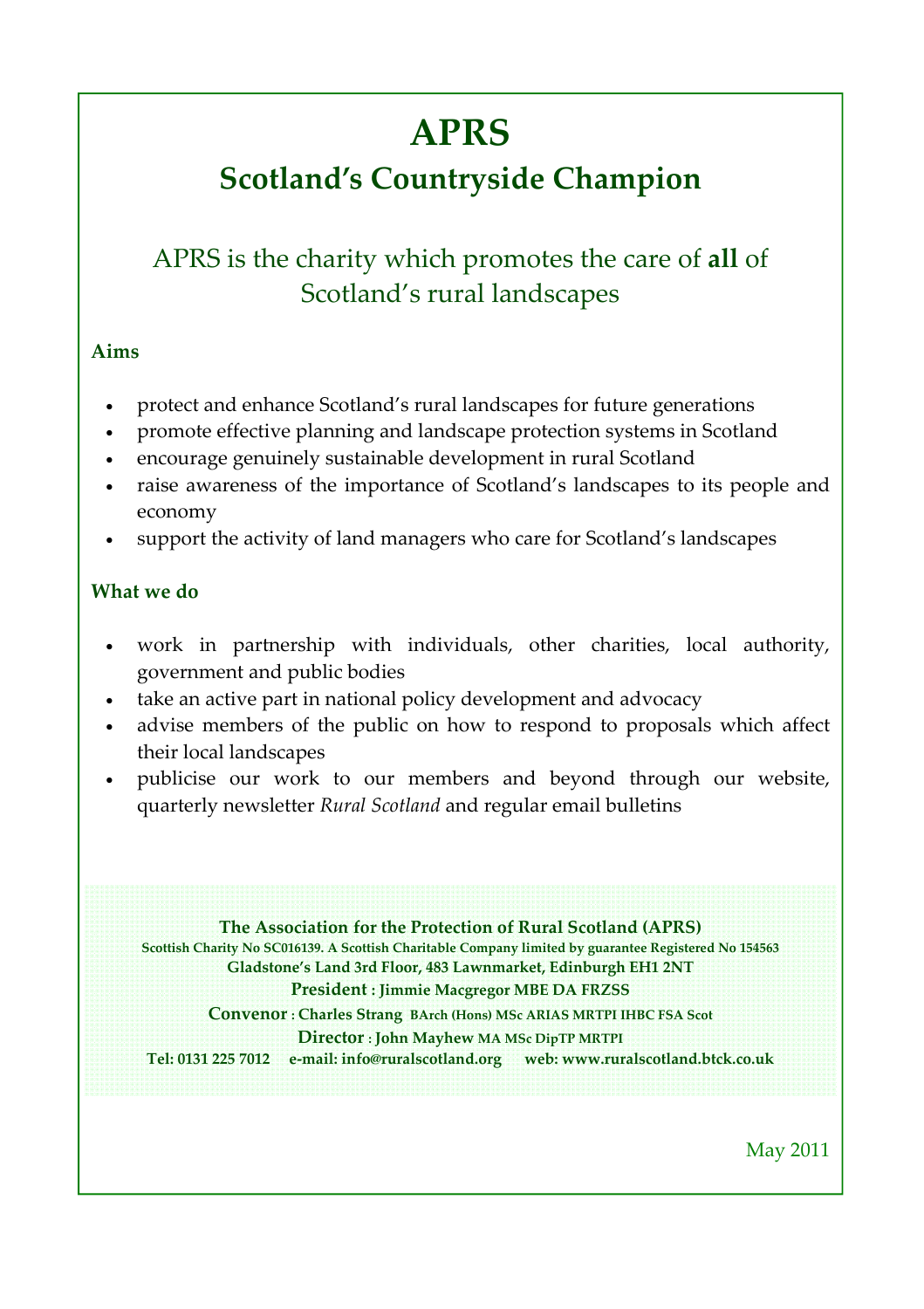# APRS

## Scotland's Countryside Champion

APRS is the charity which promotes the care of **all** of Scotland's rural landscapes

### Aims

- protect and enhance Scotland's rural landscapes for future generations
- promote effective planning and landscape protection systems in Scotland
- encourage genuinely sustainable development in rural Scotland
- raise awareness of the importance of Scotland's landscapes to its people and economy
- support the activity of land managers who care for Scotland's landscapes

### What we do

- work in partnership with individuals, other charities, local authority, government and public bodies
- take an active part in national policy development and advocacy
- advise members of the public on how to respond to proposals which affect their local landscapes
- publicise our work to our members and beyond through our website, quarterly newsletter *Rural Scotland* and regular email bulletins

**The Association for the Protection of Rural Scotland (APRS)**
**Scottish Charity No SC016139. A Scottish Charitable Company limited by guarantee Registered No 154563**
**Gladstone's Land 3rd Floor, 483 Lawnmarket, Edinburgh EH1 2NT**
**President : Jimmie Macgregor MBE DA FRZSS**
**Convenor : Charles Strang BArch (Hons) MSc ARIAS MRTPI IHBC FSA Scot**
**Director : John Mayhew MA MSc DipTP MRTPI**
**Tel: 0131 225 7012 e-mail: info@ruralscotland.org web: www.ruralscotland.btck.co.uk**

May 2011